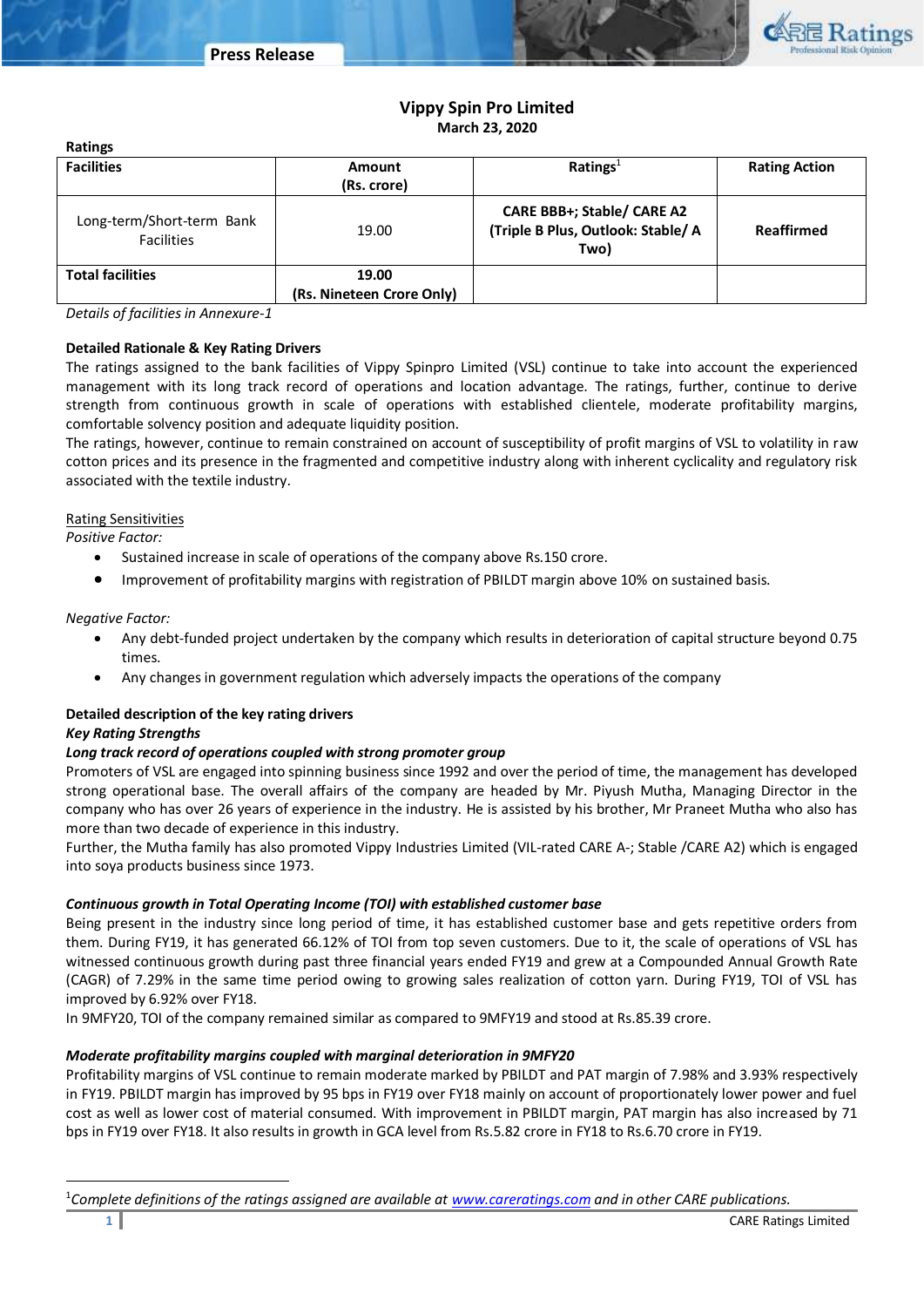# Vippy Spin Pro Limited

**March 23, 2020**

**Ratings**

| Facilities | Amount (Rs. crore) | Ratings[1] | Rating Action |
|---|---|---|---|
| Long-term/Short-term Bank Facilities | 19.00 | CARE BBB+; Stable/ CARE A2 (Triple B Plus, Outlook: Stable/ A Two) | Reaffirmed |
| **Total facilities** | **19.00 (Rs. Nineteen Crore Only)** | | |

*Details of facilities in Annexure-1*

**Detailed Rationale & Key Rating Drivers**

The ratings assigned to the bank facilities of Vippy Spinpro Limited (VSL) continue to take into account the experienced management with its long track record of operations and location advantage. The ratings, further, continue to derive strength from continuous growth in scale of operations with established clientele, moderate profitability margins, comfortable solvency position and adequate liquidity position.

The ratings, however, continue to remain constrained on account of susceptibility of profit margins of VSL to volatility in raw cotton prices and its presence in the fragmented and competitive industry along with inherent cyclicality and regulatory risk associated with the textile industry.

Rating Sensitivities

*Positive Factor:*

- Sustained increase in scale of operations of the company above Rs.150 crore.
- Improvement of profitability margins with registration of PBILDT margin above 10% on sustained basis.

*Negative Factor:*

- Any debt-funded project undertaken by the company which results in deterioration of capital structure beyond 0.75 times.
- Any changes in government regulation which adversely impacts the operations of the company

**Detailed description of the key rating drivers**

***Key Rating Strengths***

***Long track record of operations coupled with strong promoter group***

Promoters of VSL are engaged into spinning business since 1992 and over the period of time, the management has developed strong operational base. The overall affairs of the company are headed by Mr. Piyush Mutha, Managing Director in the company who has over 26 years of experience in the industry. He is assisted by his brother, Mr Praneet Mutha who also has more than two decade of experience in this industry.

Further, the Mutha family has also promoted Vippy Industries Limited (VIL-rated CARE A-; Stable /CARE A2) which is engaged into soya products business since 1973.

***Continuous growth in Total Operating Income (TOI) with established customer base***

Being present in the industry since long period of time, it has established customer base and gets repetitive orders from them. During FY19, it has generated 66.12% of TOI from top seven customers. Due to it, the scale of operations of VSL has witnessed continuous growth during past three financial years ended FY19 and grew at a Compounded Annual Growth Rate (CAGR) of 7.29% in the same time period owing to growing sales realization of cotton yarn. During FY19, TOI of VSL has improved by 6.92% over FY18.

In 9MFY20, TOI of the company remained similar as compared to 9MFY19 and stood at Rs.85.39 crore.

***Moderate profitability margins coupled with marginal deterioration in 9MFY20***

Profitability margins of VSL continue to remain moderate marked by PBILDT and PAT margin of 7.98% and 3.93% respectively in FY19. PBILDT margin has improved by 95 bps in FY19 over FY18 mainly on account of proportionately lower power and fuel cost as well as lower cost of material consumed. With improvement in PBILDT margin, PAT margin has also increased by 71 bps in FY19 over FY18. It also results in growth in GCA level from Rs.5.82 crore in FY18 to Rs.6.70 crore in FY19.

[1]*Complete definitions of the ratings assigned are available at [www.careratings.com](www.careratings.com) and in other CARE publications.*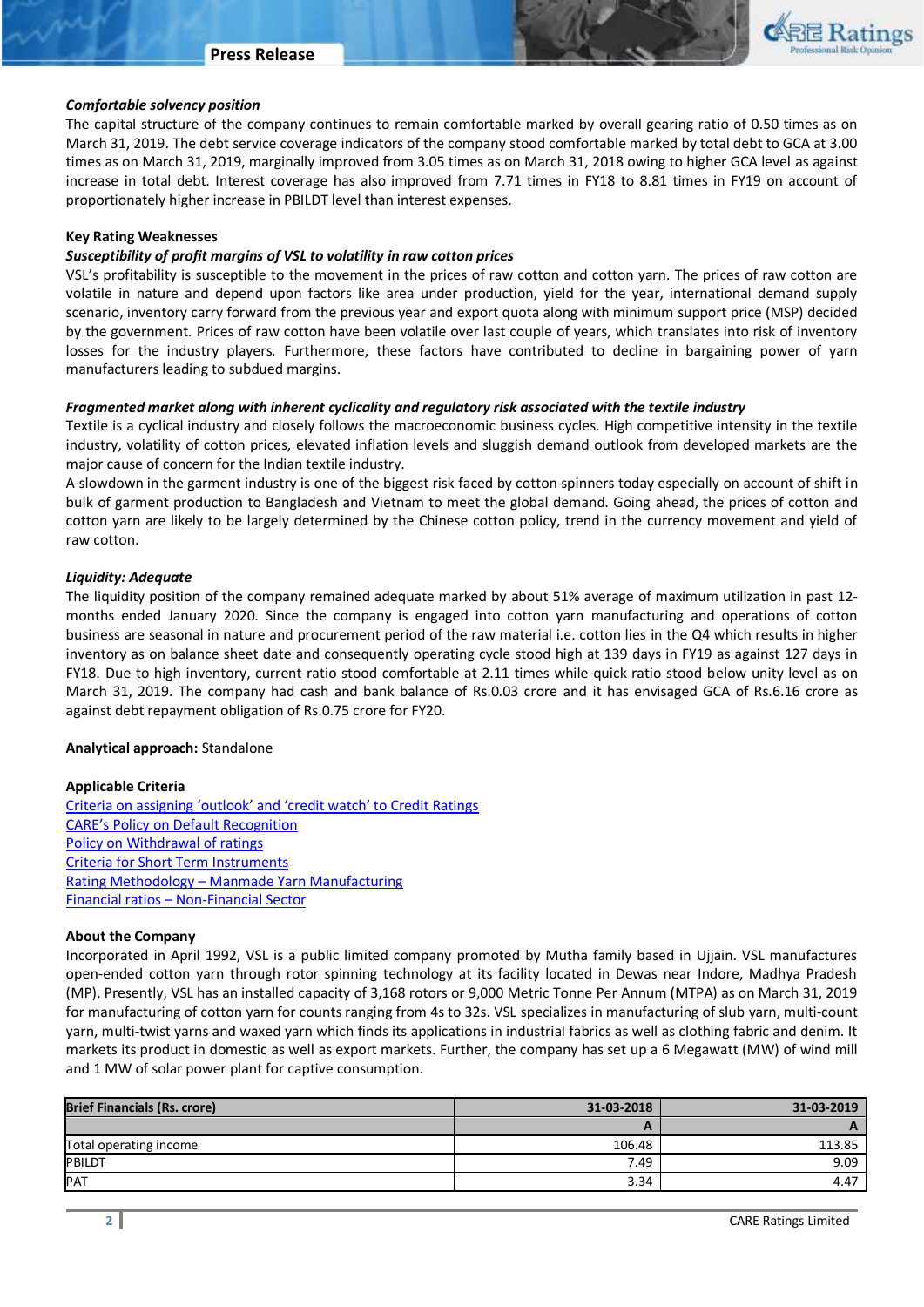***Comfortable solvency position***

The capital structure of the company continues to remain comfortable marked by overall gearing ratio of 0.50 times as on March 31, 2019. The debt service coverage indicators of the company stood comfortable marked by total debt to GCA at 3.00 times as on March 31, 2019, marginally improved from 3.05 times as on March 31, 2018 owing to higher GCA level as against increase in total debt. Interest coverage has also improved from 7.71 times in FY18 to 8.81 times in FY19 on account of proportionately higher increase in PBILDT level than interest expenses.

**Key Rating Weaknesses**

***Susceptibility of profit margins of VSL to volatility in raw cotton prices***

VSL's profitability is susceptible to the movement in the prices of raw cotton and cotton yarn. The prices of raw cotton are volatile in nature and depend upon factors like area under production, yield for the year, international demand supply scenario, inventory carry forward from the previous year and export quota along with minimum support price (MSP) decided by the government. Prices of raw cotton have been volatile over last couple of years, which translates into risk of inventory losses for the industry players. Furthermore, these factors have contributed to decline in bargaining power of yarn manufacturers leading to subdued margins.

***Fragmented market along with inherent cyclicality and regulatory risk associated with the textile industry***

Textile is a cyclical industry and closely follows the macroeconomic business cycles. High competitive intensity in the textile industry, volatility of cotton prices, elevated inflation levels and sluggish demand outlook from developed markets are the major cause of concern for the Indian textile industry.

A slowdown in the garment industry is one of the biggest risk faced by cotton spinners today especially on account of shift in bulk of garment production to Bangladesh and Vietnam to meet the global demand. Going ahead, the prices of cotton and cotton yarn are likely to be largely determined by the Chinese cotton policy, trend in the currency movement and yield of raw cotton.

***Liquidity: Adequate***

The liquidity position of the company remained adequate marked by about 51% average of maximum utilization in past 12-months ended January 2020. Since the company is engaged into cotton yarn manufacturing and operations of cotton business are seasonal in nature and procurement period of the raw material i.e. cotton lies in the Q4 which results in higher inventory as on balance sheet date and consequently operating cycle stood high at 139 days in FY19 as against 127 days in FY18. Due to high inventory, current ratio stood comfortable at 2.11 times while quick ratio stood below unity level as on March 31, 2019. The company had cash and bank balance of Rs.0.03 crore and it has envisaged GCA of Rs.6.16 crore as against debt repayment obligation of Rs.0.75 crore for FY20.

**Analytical approach:** Standalone

**Applicable Criteria**

Criteria on assigning 'outlook' and 'credit watch' to Credit Ratings
CARE's Policy on Default Recognition
Policy on Withdrawal of ratings
Criteria for Short Term Instruments
Rating Methodology – Manmade Yarn Manufacturing
Financial ratios – Non-Financial Sector

**About the Company**

Incorporated in April 1992, VSL is a public limited company promoted by Mutha family based in Ujjain. VSL manufactures open-ended cotton yarn through rotor spinning technology at its facility located in Dewas near Indore, Madhya Pradesh (MP). Presently, VSL has an installed capacity of 3,168 rotors or 9,000 Metric Tonne Per Annum (MTPA) as on March 31, 2019 for manufacturing of cotton yarn for counts ranging from 4s to 32s. VSL specializes in manufacturing of slub yarn, multi-count yarn, multi-twist yarns and waxed yarn which finds its applications in industrial fabrics as well as clothing fabric and denim. It markets its product in domestic as well as export markets. Further, the company has set up a 6 Megawatt (MW) of wind mill and 1 MW of solar power plant for captive consumption.

| Brief Financials (Rs. crore) | 31-03-2018 | 31-03-2019 |
|---|---|---|
| | A | A |
| Total operating income | 106.48 | 113.85 |
| PBILDT | 7.49 | 9.09 |
| PAT | 3.34 | 4.47 |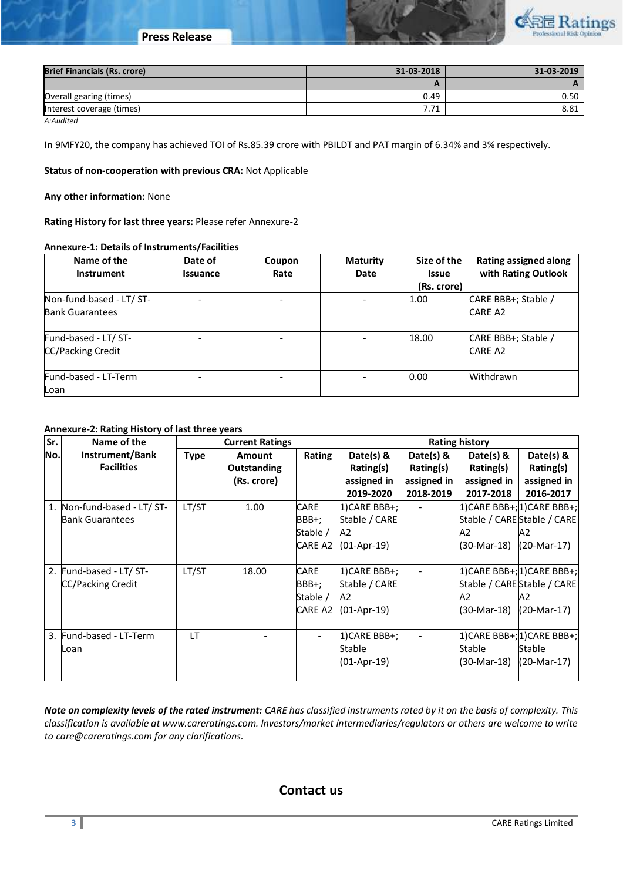| Brief Financials (Rs. crore) | 31-03-2018 | 31-03-2019 |
|---|---|---|
| | A | A |
| Overall gearing (times) | 0.49 | 0.50 |
| Interest coverage (times) | 7.71 | 8.81 |

*A:Audited*

In 9MFY20, the company has achieved TOI of Rs.85.39 crore with PBILDT and PAT margin of 6.34% and 3% respectively.

**Status of non-cooperation with previous CRA:** Not Applicable

**Any other information:** None

**Rating History for last three years:** Please refer Annexure-2

**Annexure-1: Details of Instruments/Facilities**

| Name of the Instrument | Date of Issuance | Coupon Rate | Maturity Date | Size of the Issue (Rs. crore) | Rating assigned along with Rating Outlook |
|---|---|---|---|---|---|
| Non-fund-based - LT/ ST-Bank Guarantees | - | - | - | 1.00 | CARE BBB+; Stable / CARE A2 |
| Fund-based - LT/ ST-CC/Packing Credit | - | - | - | 18.00 | CARE BBB+; Stable / CARE A2 |
| Fund-based - LT-Term Loan | - | - | - | 0.00 | Withdrawn |

**Annexure-2: Rating History of last three years**

| Sr. No. | Name of the Instrument/Bank Facilities | Current Ratings | | | Rating history | | | |
|---|---|---|---|---|---|---|---|---|
| | | Type | Amount Outstanding (Rs. crore) | Rating | Date(s) & Rating(s) assigned in 2019-2020 | Date(s) & Rating(s) assigned in 2018-2019 | Date(s) & Rating(s) assigned in 2017-2018 | Date(s) & Rating(s) assigned in 2016-2017 |
| 1. | Non-fund-based - LT/ ST-Bank Guarantees | LT/ST | 1.00 | CARE BBB+; Stable / CARE A2 | 1)CARE BBB+; Stable / CARE A2 (01-Apr-19) | - | 1)CARE BBB+; Stable / CARE A2 (30-Mar-18) | 1)CARE BBB+; Stable / CARE A2 (20-Mar-17) |
| 2. | Fund-based - LT/ ST-CC/Packing Credit | LT/ST | 18.00 | CARE BBB+; Stable / CARE A2 | 1)CARE BBB+; Stable / CARE A2 (01-Apr-19) | - | 1)CARE BBB+; Stable / CARE A2 (30-Mar-18) | 1)CARE BBB+; Stable / CARE A2 (20-Mar-17) |
| 3. | Fund-based - LT-Term Loan | LT | - | - | 1)CARE BBB+; Stable (01-Apr-19) | - | 1)CARE BBB+; Stable (30-Mar-18) | 1)CARE BBB+; Stable (20-Mar-17) |

***Note on complexity levels of the rated instrument:*** *CARE has classified instruments rated by it on the basis of complexity. This classification is available at www.careratings.com. Investors/market intermediaries/regulators or others are welcome to write to care@careratings.com for any clarifications.*

## Contact us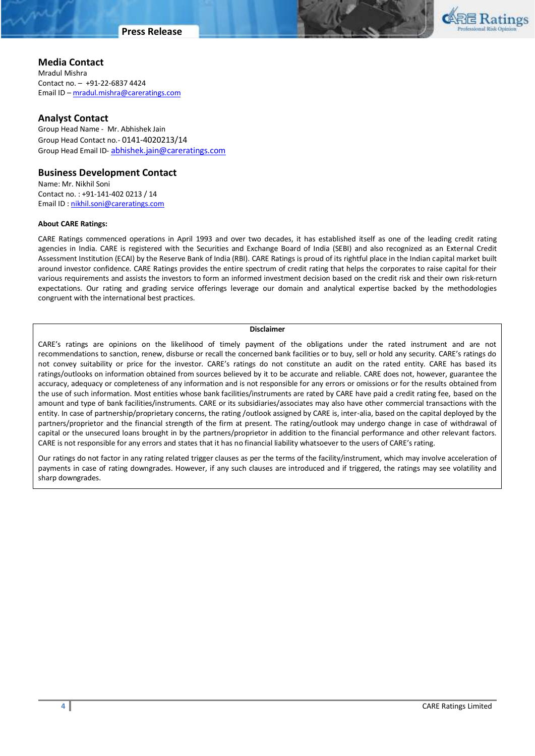## Media Contact

Mradul Mishra
Contact no. – +91-22-6837 4424
Email ID – mradul.mishra@careratings.com

## Analyst Contact

Group Head Name - Mr. Abhishek Jain
Group Head Contact no.- 0141-4020213/14
Group Head Email ID- abhishek.jain@careratings.com

## Business Development Contact

Name: Mr. Nikhil Soni
Contact no. : +91-141-402 0213 / 14
Email ID : nikhil.soni@careratings.com

**About CARE Ratings:**

CARE Ratings commenced operations in April 1993 and over two decades, it has established itself as one of the leading credit rating agencies in India. CARE is registered with the Securities and Exchange Board of India (SEBI) and also recognized as an External Credit Assessment Institution (ECAI) by the Reserve Bank of India (RBI). CARE Ratings is proud of its rightful place in the Indian capital market built around investor confidence. CARE Ratings provides the entire spectrum of credit rating that helps the corporates to raise capital for their various requirements and assists the investors to form an informed investment decision based on the credit risk and their own risk-return expectations. Our rating and grading service offerings leverage our domain and analytical expertise backed by the methodologies congruent with the international best practices.

**Disclaimer**

CARE's ratings are opinions on the likelihood of timely payment of the obligations under the rated instrument and are not recommendations to sanction, renew, disburse or recall the concerned bank facilities or to buy, sell or hold any security. CARE's ratings do not convey suitability or price for the investor. CARE's ratings do not constitute an audit on the rated entity. CARE has based its ratings/outlooks on information obtained from sources believed by it to be accurate and reliable. CARE does not, however, guarantee the accuracy, adequacy or completeness of any information and is not responsible for any errors or omissions or for the results obtained from the use of such information. Most entities whose bank facilities/instruments are rated by CARE have paid a credit rating fee, based on the amount and type of bank facilities/instruments. CARE or its subsidiaries/associates may also have other commercial transactions with the entity. In case of partnership/proprietary concerns, the rating /outlook assigned by CARE is, inter-alia, based on the capital deployed by the partners/proprietor and the financial strength of the firm at present. The rating/outlook may undergo change in case of withdrawal of capital or the unsecured loans brought in by the partners/proprietor in addition to the financial performance and other relevant factors. CARE is not responsible for any errors and states that it has no financial liability whatsoever to the users of CARE's rating.

Our ratings do not factor in any rating related trigger clauses as per the terms of the facility/instrument, which may involve acceleration of payments in case of rating downgrades. However, if any such clauses are introduced and if triggered, the ratings may see volatility and sharp downgrades.